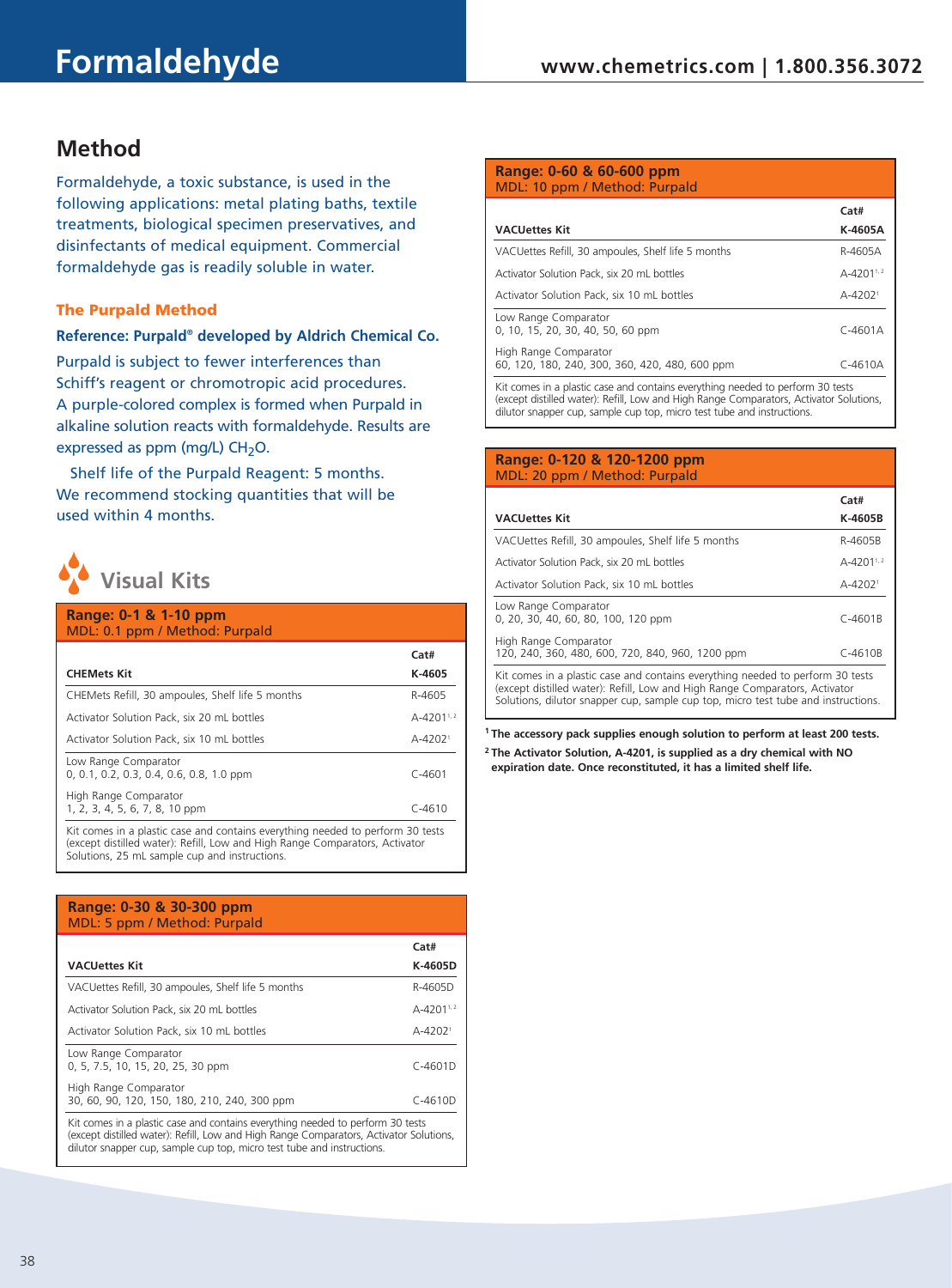# Formaldehyde

## Method

Formaldehyde, a toxic substance, is used in the following applications: metal plating baths, textile treatments, biological specimen preservatives, and disinfectants of medical equipment. Commercial formaldehyde gas is readily soluble in water.

### The Purpald Method

**Reference: Purpald® developed by Aldrich Chemical Co.**

Purpald is subject to fewer interferences than Schiff's reagent or chromotropic acid procedures. A purple-colored complex is formed when Purpald in alkaline solution reacts with formaldehyde. Results are expressed as ppm (mg/L) $CH_2O$.

Shelf life of the Purpald Reagent: 5 months. We recommend stocking quantities that will be used within 4 months.

## Visual Kits

**Range: 0-1 & 1-10 ppm**
MDL: 0.1 ppm / Method: Purpald

| CHEMets Kit | Cat# K-4605 |
|---|---|
| CHEMets Refill, 30 ampoules, Shelf life 5 months | R-4605 |
| Activator Solution Pack, six 20 mL bottles | A-4201[1,2] |
| Activator Solution Pack, six 10 mL bottles | A-4202[1] |
| Low Range Comparator 0, 0.1, 0.2, 0.3, 0.4, 0.6, 0.8, 1.0 ppm | C-4601 |
| High Range Comparator 1, 2, 3, 4, 5, 6, 7, 8, 10 ppm | C-4610 |

Kit comes in a plastic case and contains everything needed to perform 30 tests (except distilled water): Refill, Low and High Range Comparators, Activator Solutions, 25 mL sample cup and instructions.

**Range: 0-30 & 30-300 ppm**
MDL: 5 ppm / Method: Purpald

| VACUettes Kit | Cat# K-4605D |
|---|---|
| VACUettes Refill, 30 ampoules, Shelf life 5 months | R-4605D |
| Activator Solution Pack, six 20 mL bottles | A-4201[1,2] |
| Activator Solution Pack, six 10 mL bottles | A-4202[1] |
| Low Range Comparator 0, 5, 7.5, 10, 15, 20, 25, 30 ppm | C-4601D |
| High Range Comparator 30, 60, 90, 120, 150, 180, 210, 240, 300 ppm | C-4610D |

Kit comes in a plastic case and contains everything needed to perform 30 tests (except distilled water): Refill, Low and High Range Comparators, Activator Solutions, dilutor snapper cup, sample cup top, micro test tube and instructions.

**Range: 0-60 & 60-600 ppm**
MDL: 10 ppm / Method: Purpald

| VACUettes Kit | Cat# K-4605A |
|---|---|
| VACUettes Refill, 30 ampoules, Shelf life 5 months | R-4605A |
| Activator Solution Pack, six 20 mL bottles | A-4201[1,2] |
| Activator Solution Pack, six 10 mL bottles | A-4202[1] |
| Low Range Comparator 0, 10, 15, 20, 30, 40, 50, 60 ppm | C-4601A |
| High Range Comparator 60, 120, 180, 240, 300, 360, 420, 480, 600 ppm | C-4610A |

Kit comes in a plastic case and contains everything needed to perform 30 tests (except distilled water): Refill, Low and High Range Comparators, Activator Solutions, dilutor snapper cup, sample cup top, micro test tube and instructions.

**Range: 0-120 & 120-1200 ppm**
MDL: 20 ppm / Method: Purpald

| VACUettes Kit | Cat# K-4605B |
|---|---|
| VACUettes Refill, 30 ampoules, Shelf life 5 months | R-4605B |
| Activator Solution Pack, six 20 mL bottles | A-4201[1,2] |
| Activator Solution Pack, six 10 mL bottles | A-4202[1] |
| Low Range Comparator 0, 20, 30, 40, 60, 80, 100, 120 ppm | C-4601B |
| High Range Comparator 120, 240, 360, 480, 600, 720, 840, 960, 1200 ppm | C-4610B |

Kit comes in a plastic case and contains everything needed to perform 30 tests (except distilled water): Refill, Low and High Range Comparators, Activator Solutions, dilutor snapper cup, sample cup top, micro test tube and instructions.

**[1] The accessory pack supplies enough solution to perform at least 200 tests.**

**[2] The Activator Solution, A-4201, is supplied as a dry chemical with NO expiration date. Once reconstituted, it has a limited shelf life.**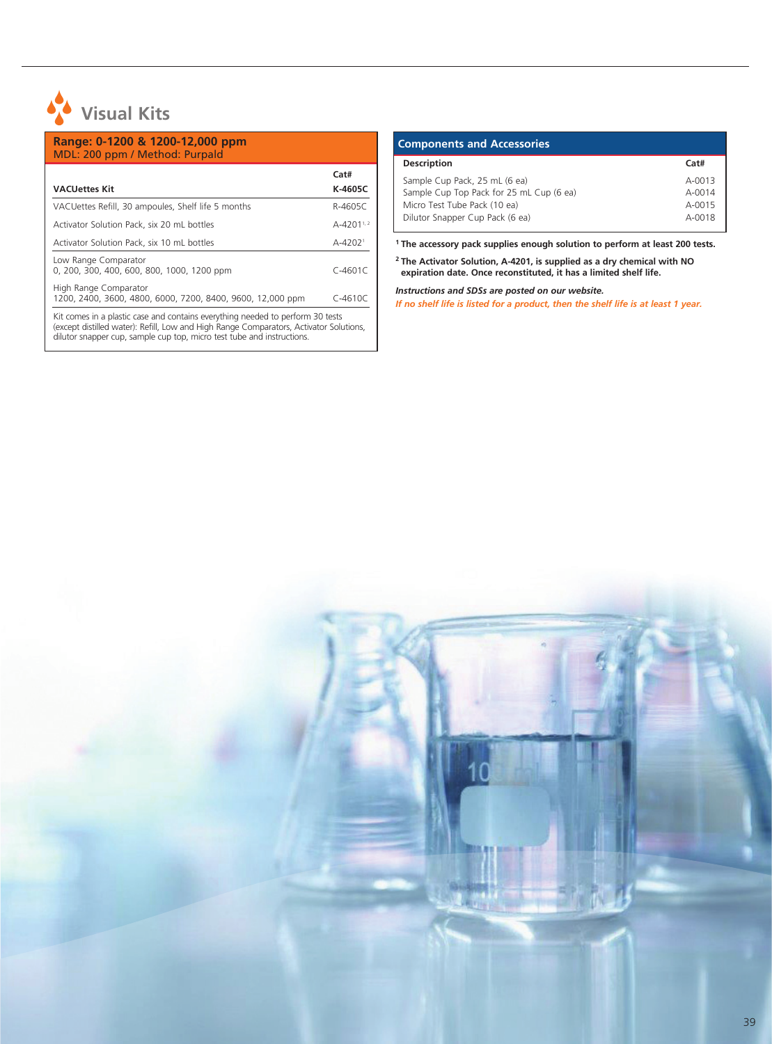# Visual Kits

| **Range: 0-1200 & 1200-12,000 ppm**<br>MDL: 200 ppm / Method: Purpald | |
|---|---|
| **VACUettes Kit** | **Cat#**<br>**K-4605C** |
| VACUettes Refill, 30 ampoules, Shelf life 5 months | R-4605C |
| Activator Solution Pack, six 20 mL bottles | A-4201[1,2] |
| Activator Solution Pack, six 10 mL bottles | A-4202[1] |
| Low Range Comparator<br>0, 200, 300, 400, 600, 800, 1000, 1200 ppm | C-4601C |
| High Range Comparator<br>1200, 2400, 3600, 4800, 6000, 7200, 8400, 9600, 12,000 ppm | C-4610C |
| Kit comes in a plastic case and contains everything needed to perform 30 tests (except distilled water): Refill, Low and High Range Comparators, Activator Solutions, dilutor snapper cup, sample cup top, micro test tube and instructions. | |

## Components and Accessories

| **Description** | **Cat#** |
|---|---|
| Sample Cup Pack, 25 mL (6 ea) | A-0013 |
| Sample Cup Top Pack for 25 mL Cup (6 ea) | A-0014 |
| Micro Test Tube Pack (10 ea) | A-0015 |
| Dilutor Snapper Cup Pack (6 ea) | A-0018 |

**[1] The accessory pack supplies enough solution to perform at least 200 tests.**

**[2] The Activator Solution, A-4201, is supplied as a dry chemical with NO expiration date. Once reconstituted, it has a limited shelf life.**

***Instructions and SDSs are posted on our website.***

***If no shelf life is listed for a product, then the shelf life is at least 1 year.***